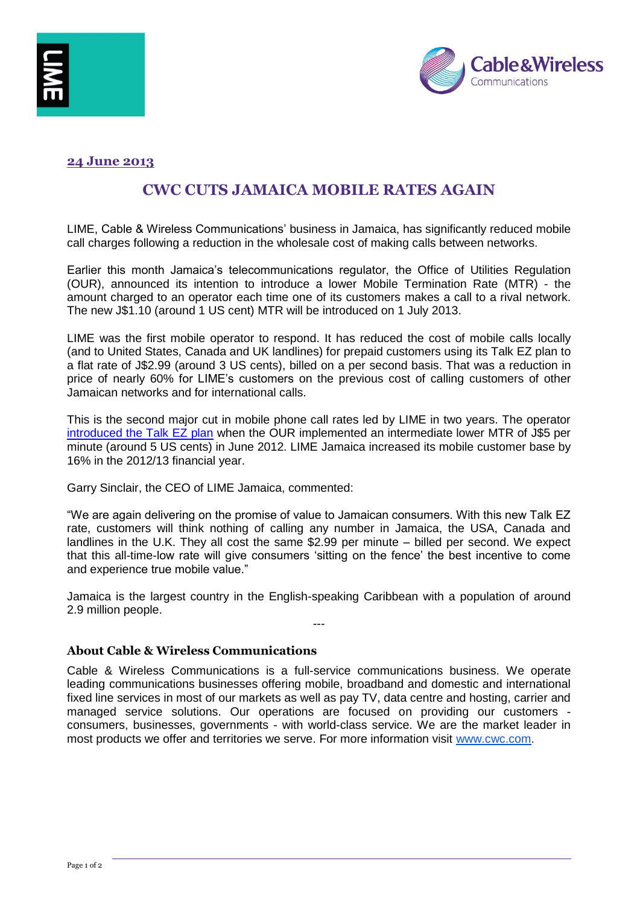**24 June 2013**

# CWC CUTS JAMAICA MOBILE RATES AGAIN

LIME, Cable & Wireless Communications' business in Jamaica, has significantly reduced mobile call charges following a reduction in the wholesale cost of making calls between networks.

Earlier this month Jamaica's telecommunications regulator, the Office of Utilities Regulation (OUR), announced its intention to introduce a lower Mobile Termination Rate (MTR) - the amount charged to an operator each time one of its customers makes a call to a rival network. The new J$1.10 (around 1 US cent) MTR will be introduced on 1 July 2013.

LIME was the first mobile operator to respond. It has reduced the cost of mobile calls locally (and to United States, Canada and UK landlines) for prepaid customers using its Talk EZ plan to a flat rate of J$2.99 (around 3 US cents), billed on a per second basis. That was a reduction in price of nearly 60% for LIME's customers on the previous cost of calling customers of other Jamaican networks and for international calls.

This is the second major cut in mobile phone call rates led by LIME in two years. The operator introduced the Talk EZ plan when the OUR implemented an intermediate lower MTR of J$5 per minute (around 5 US cents) in June 2012. LIME Jamaica increased its mobile customer base by 16% in the 2012/13 financial year.

Garry Sinclair, the CEO of LIME Jamaica, commented:

"We are again delivering on the promise of value to Jamaican consumers. With this new Talk EZ rate, customers will think nothing of calling any number in Jamaica, the USA, Canada and landlines in the U.K. They all cost the same $2.99 per minute – billed per second. We expect that this all-time-low rate will give consumers 'sitting on the fence' the best incentive to come and experience true mobile value."

Jamaica is the largest country in the English-speaking Caribbean with a population of around 2.9 million people.

---

### About Cable & Wireless Communications

Cable & Wireless Communications is a full-service communications business. We operate leading communications businesses offering mobile, broadband and domestic and international fixed line services in most of our markets as well as pay TV, data centre and hosting, carrier and managed service solutions. Our operations are focused on providing our customers - consumers, businesses, governments - with world-class service. We are the market leader in most products we offer and territories we serve. For more information visit www.cwc.com.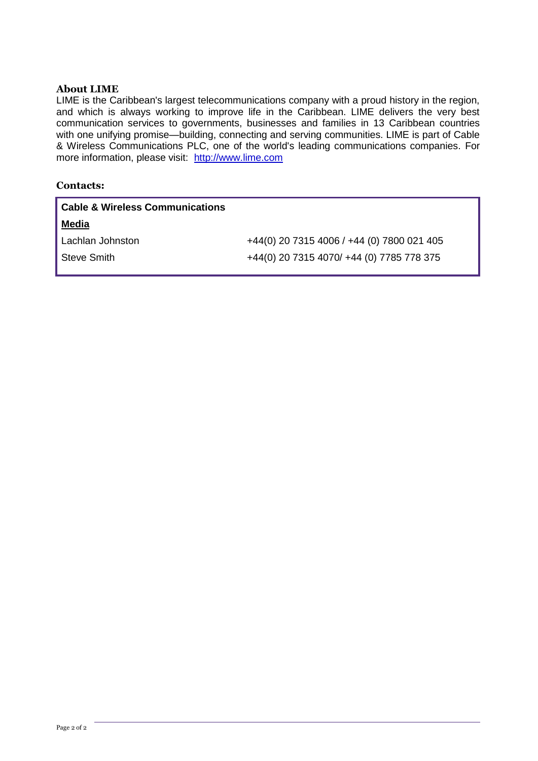### About LIME

LIME is the Caribbean's largest telecommunications company with a proud history in the region, and which is always working to improve life in the Caribbean. LIME delivers the very best communication services to governments, businesses and families in 13 Caribbean countries with one unifying promise—building, connecting and serving communities. LIME is part of Cable & Wireless Communications PLC, one of the world's leading communications companies. For more information, please visit: [http://www.lime.com](http://www.lime.com)

### Contacts:

| | |
|---|---|
| **Cable & Wireless Communications** | |
| **Media** | |
| Lachlan Johnston | +44(0) 20 7315 4006 / +44 (0) 7800 021 405 |
| Steve Smith | +44(0) 20 7315 4070/ +44 (0) 7785 778 375 |